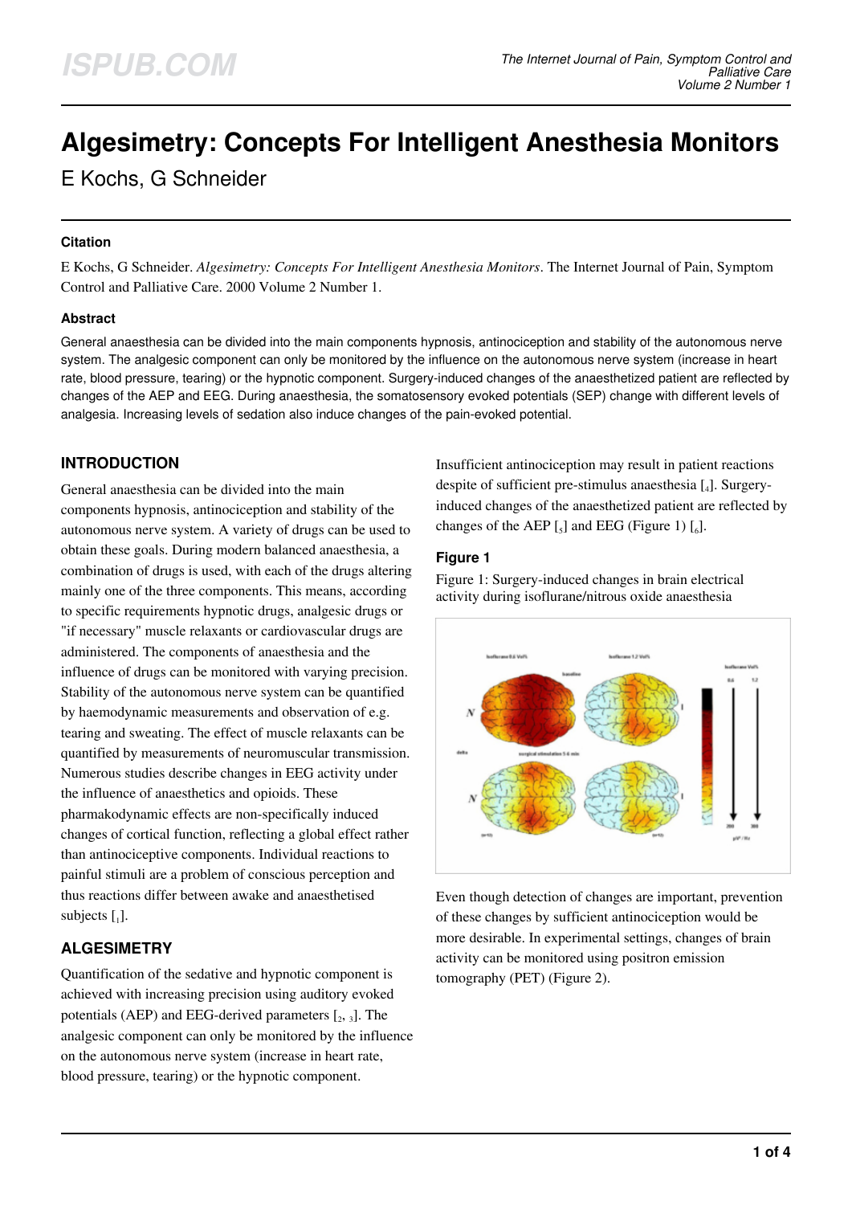# Algesimetry: Concepts For Intelligent Anesthesia Monitors

E Kochs, G Schneider

### Citation

E Kochs, G Schneider. *Algesimetry: Concepts For Intelligent Anesthesia Monitors*. The Internet Journal of Pain, Symptom Control and Palliative Care. 2000 Volume 2 Number 1.

### Abstract

General anaesthesia can be divided into the main components hypnosis, antinociception and stability of the autonomous nerve system. The analgesic component can only be monitored by the influence on the autonomous nerve system (increase in heart rate, blood pressure, tearing) or the hypnotic component. Surgery-induced changes of the anaesthetized patient are reflected by changes of the AEP and EEG. During anaesthesia, the somatosensory evoked potentials (SEP) change with different levels of analgesia. Increasing levels of sedation also induce changes of the pain-evoked potential.

## INTRODUCTION

General anaesthesia can be divided into the main components hypnosis, antinociception and stability of the autonomous nerve system. A variety of drugs can be used to obtain these goals. During modern balanced anaesthesia, a combination of drugs is used, with each of the drugs altering mainly one of the three components. This means, according to specific requirements hypnotic drugs, analgesic drugs or "if necessary" muscle relaxants or cardiovascular drugs are administered. The components of anaesthesia and the influence of drugs can be monitored with varying precision. Stability of the autonomous nerve system can be quantified by haemodynamic measurements and observation of e.g. tearing and sweating. The effect of muscle relaxants can be quantified by measurements of neuromuscular transmission. Numerous studies describe changes in EEG activity under the influence of anaesthetics and opioids. These pharmakodynamic effects are non-specifically induced changes of cortical function, reflecting a global effect rather than antinociceptive components. Individual reactions to painful stimuli are a problem of conscious perception and thus reactions differ between awake and anaesthetised subjects [1].

## ALGESIMETRY

Quantification of the sedative and hypnotic component is achieved with increasing precision using auditory evoked potentials (AEP) and EEG-derived parameters [2, 3]. The analgesic component can only be monitored by the influence on the autonomous nerve system (increase in heart rate, blood pressure, tearing) or the hypnotic component.

Insufficient antinociception may result in patient reactions despite of sufficient pre-stimulus anaesthesia [4]. Surgery-induced changes of the anaesthetized patient are reflected by changes of the AEP [5] and EEG (Figure 1) [6].

### Figure 1

Figure 1: Surgery-induced changes in brain electrical activity during isoflurane/nitrous oxide anaesthesia

Even though detection of changes are important, prevention of these changes by sufficient antinociception would be more desirable. In experimental settings, changes of brain activity can be monitored using positron emission tomography (PET) (Figure 2).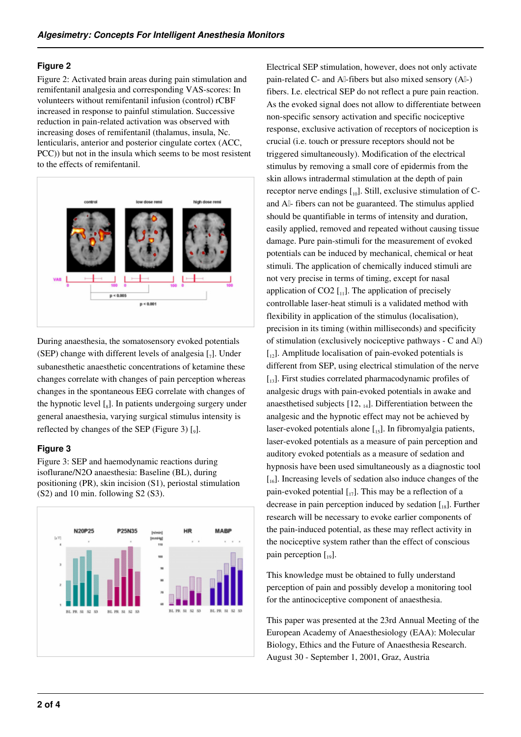## Figure 2

Figure 2: Activated brain areas during pain stimulation and remifentanil analgesia and corresponding VAS-scores: In volunteers without remifentanil infusion (control) rCBF increased in response to painful stimulation. Successive reduction in pain-related activation was observed with increasing doses of remifentanil (thalamus, insula, Nc. lenticularis, anterior and posterior cingulate cortex (ACC, PCC)) but not in the insula which seems to be most resistent to the effects of remifentanil.

During anaesthesia, the somatosensory evoked potentials (SEP) change with different levels of analgesia [7]. Under subanesthetic anaesthetic concentrations of ketamine these changes correlate with changes of pain perception whereas changes in the spontaneous EEG correlate with changes of the hypnotic level [8]. In patients undergoing surgery under general anaesthesia, varying surgical stimulus intensity is reflected by changes of the SEP (Figure 3) [9].

## Figure 3

Figure 3: SEP and haemodynamic reactions during isoflurane/N2O anaesthesia: Baseline (BL), during positioning (PR), skin incision (S1), periostal stimulation (S2) and 10 min. following S2 (S3).

Electrical SEP stimulation, however, does not only activate pain-related C- and Aδ-fibers but also mixed sensory (Aβ-) fibers. I.e. electrical SEP do not reflect a pure pain reaction. As the evoked signal does not allow to differentiate between non-specific sensory activation and specific nociceptive response, exclusive activation of receptors of nociception is crucial (i.e. touch or pressure receptors should not be triggered simultaneously). Modification of the electrical stimulus by removing a small core of epidermis from the skin allows intradermal stimulation at the depth of pain receptor nerve endings [10]. Still, exclusive stimulation of C- and Aδ- fibers can not be guaranteed. The stimulus applied should be quantifiable in terms of intensity and duration, easily applied, removed and repeated without causing tissue damage. Pure pain-stimuli for the measurement of evoked potentials can be induced by mechanical, chemical or heat stimuli. The application of chemically induced stimuli are not very precise in terms of timing, except for nasal application of $CO_2$ [11]. The application of precisely controllable laser-heat stimuli is a validated method with flexibility in application of the stimulus (localisation), precision in its timing (within milliseconds) and specificity of stimulation (exclusively nociceptive pathways - C and Aδ) [12]. Amplitude localisation of pain-evoked potentials is different from SEP, using electrical stimulation of the nerve [13]. First studies correlated pharmacodynamic profiles of analgesic drugs with pain-evoked potentials in awake and anaesthetised subjects [12, 14]. Differentiation between the analgesic and the hypnotic effect may not be achieved by laser-evoked potentials alone [15]. In fibromyalgia patients, laser-evoked potentials as a measure of pain perception and auditory evoked potentials as a measure of sedation and hypnosis have been used simultaneously as a diagnostic tool [16]. Increasing levels of sedation also induce changes of the pain-evoked potential [17]. This may be a reflection of a decrease in pain perception induced by sedation [18]. Further research will be necessary to evoke earlier components of the pain-induced potential, as these may reflect activity in the nociceptive system rather than the effect of conscious pain perception [19].

This knowledge must be obtained to fully understand perception of pain and possibly develop a monitoring tool for the antinociceptive component of anaesthesia.

This paper was presented at the 23rd Annual Meeting of the European Academy of Anaesthesiology (EAA): Molecular Biology, Ethics and the Future of Anaesthesia Research. August 30 - September 1, 2001, Graz, Austria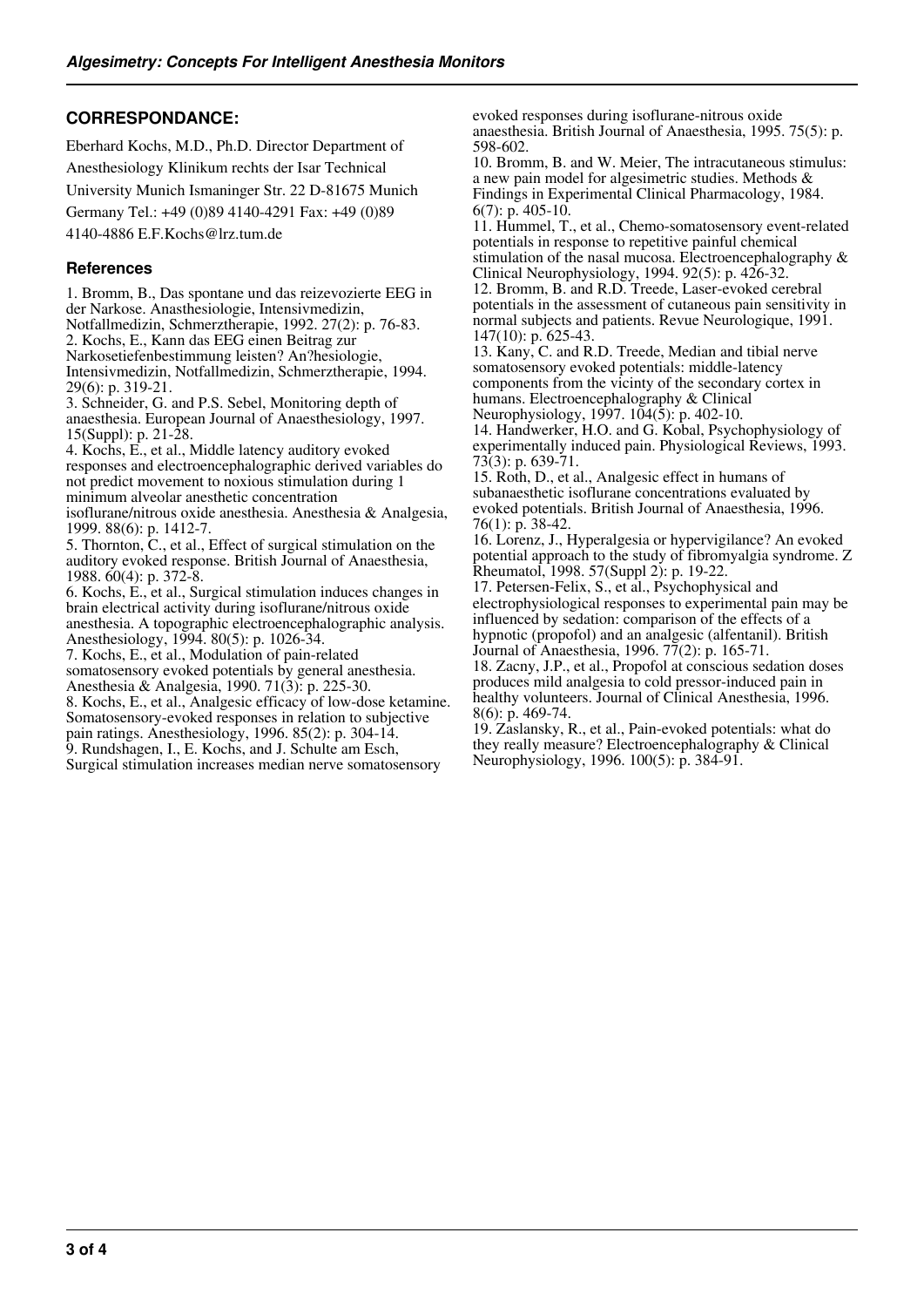## CORRESPONDANCE:

Eberhard Kochs, M.D., Ph.D. Director Department of Anesthesiology Klinikum rechts der Isar Technical University Munich Ismaninger Str. 22 D-81675 Munich Germany Tel.: +49 (0)89 4140-4291 Fax: +49 (0)89 4140-4886 E.F.Kochs@lrz.tum.de

### References

1. Bromm, B., Das spontane und das reizevozierte EEG in der Narkose. Anasthesiologie, Intensivmedizin, Notfallmedizin, Schmerztherapie, 1992. 27(2): p. 76-83.
2. Kochs, E., Kann das EEG einen Beitrag zur Narkosetiefenbestimmung leisten? An?hesiologie, Intensivmedizin, Notfallmedizin, Schmerztherapie, 1994. 29(6): p. 319-21.
3. Schneider, G. and P.S. Sebel, Monitoring depth of anaesthesia. European Journal of Anaesthesiology, 1997. 15(Suppl): p. 21-28.
4. Kochs, E., et al., Middle latency auditory evoked responses and electroencephalographic derived variables do not predict movement to noxious stimulation during 1 minimum alveolar anesthetic concentration isoflurane/nitrous oxide anesthesia. Anesthesia & Analgesia, 1999. 88(6): p. 1412-7.
5. Thornton, C., et al., Effect of surgical stimulation on the auditory evoked response. British Journal of Anaesthesia, 1988. 60(4): p. 372-8.
6. Kochs, E., et al., Surgical stimulation induces changes in brain electrical activity during isoflurane/nitrous oxide anesthesia. A topographic electroencephalographic analysis. Anesthesiology, 1994. 80(5): p. 1026-34.
7. Kochs, E., et al., Modulation of pain-related somatosensory evoked potentials by general anesthesia. Anesthesia & Analgesia, 1990. 71(3): p. 225-30.
8. Kochs, E., et al., Analgesic efficacy of low-dose ketamine. Somatosensory-evoked responses in relation to subjective pain ratings. Anesthesiology, 1996. 85(2): p. 304-14.
9. Rundshagen, I., E. Kochs, and J. Schulte am Esch, Surgical stimulation increases median nerve somatosensory evoked responses during isoflurane-nitrous oxide anaesthesia. British Journal of Anaesthesia, 1995. 75(5): p. 598-602.
10. Bromm, B. and W. Meier, The intracutaneous stimulus: a new pain model for algesimetric studies. Methods & Findings in Experimental Clinical Pharmacology, 1984. 6(7): p. 405-10.
11. Hummel, T., et al., Chemo-somatosensory event-related potentials in response to repetitive painful chemical stimulation of the nasal mucosa. Electroencephalography & Clinical Neurophysiology, 1994. 92(5): p. 426-32.
12. Bromm, B. and R.D. Treede, Laser-evoked cerebral potentials in the assessment of cutaneous pain sensitivity in normal subjects and patients. Revue Neurologique, 1991. 147(10): p. 625-43.
13. Kany, C. and R.D. Treede, Median and tibial nerve somatosensory evoked potentials: middle-latency components from the vicinity of the secondary cortex in humans. Electroencephalography & Clinical Neurophysiology, 1997. 104(5): p. 402-10.
14. Handwerker, H.O. and G. Kobal, Psychophysiology of experimentally induced pain. Physiological Reviews, 1993. 73(3): p. 639-71.
15. Roth, D., et al., Analgesic effect in humans of subanaesthetic isoflurane concentrations evaluated by evoked potentials. British Journal of Anaesthesia, 1996. 76(1): p. 38-42.
16. Lorenz, J., Hyperalgesia or hypervigilance? An evoked potential approach to the study of fibromyalgia syndrome. Z Rheumatol, 1998. 57(Suppl 2): p. 19-22.
17. Petersen-Felix, S., et al., Psychophysical and electrophysiological responses to experimental pain may be influenced by sedation: comparison of the effects of a hypnotic (propofol) and an analgesic (alfentanil). British Journal of Anaesthesia, 1996. 77(2): p. 165-71.
18. Zacny, J.P., et al., Propofol at conscious sedation doses produces mild analgesia to cold pressor-induced pain in healthy volunteers. Journal of Clinical Anesthesia, 1996. 8(6): p. 469-74.
19. Zaslansky, R., et al., Pain-evoked potentials: what do they really measure? Electroencephalography & Clinical Neurophysiology, 1996. 100(5): p. 384-91.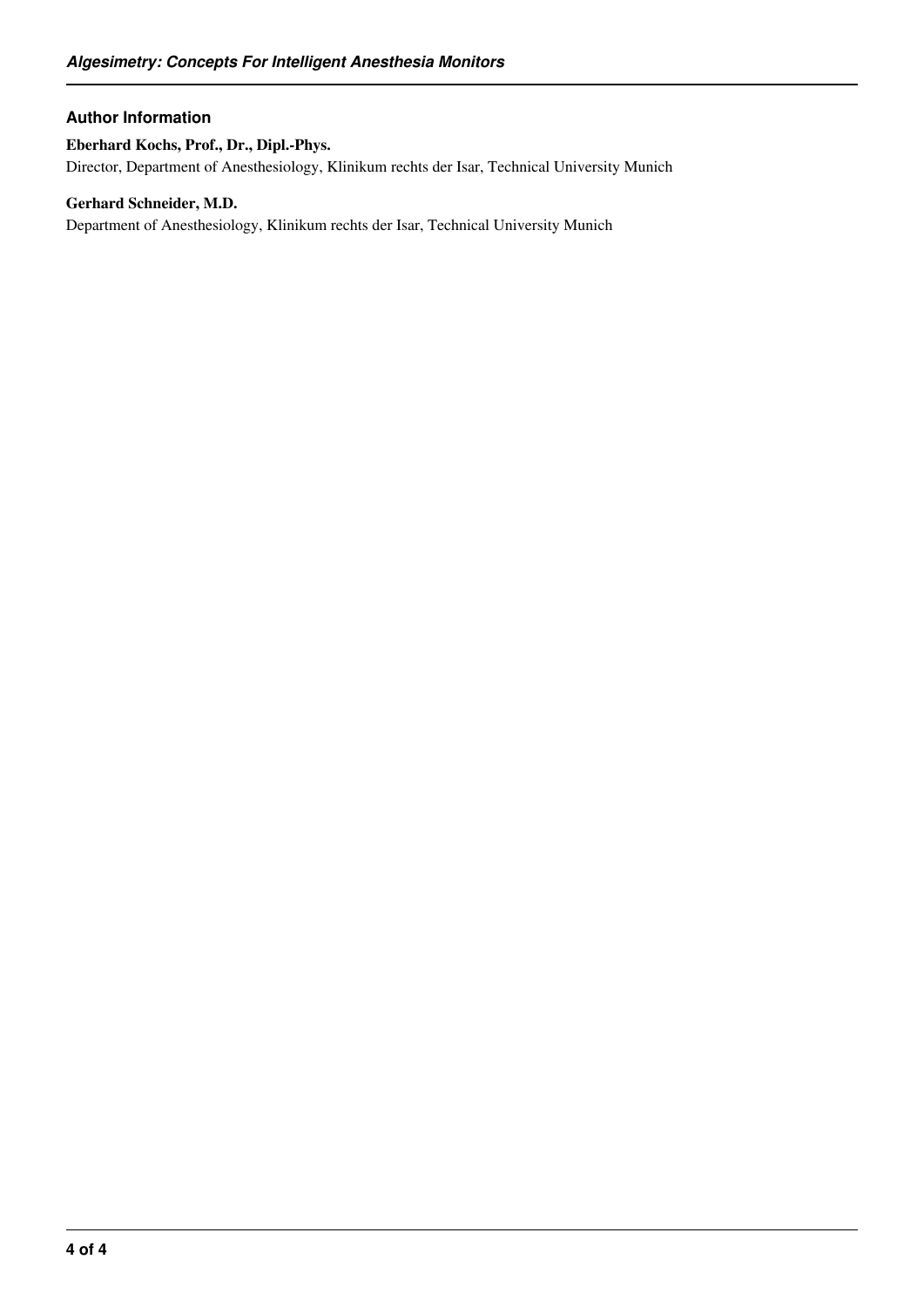### Author Information

**Eberhard Kochs, Prof., Dr., Dipl.-Phys.**
Director, Department of Anesthesiology, Klinikum rechts der Isar, Technical University Munich

**Gerhard Schneider, M.D.**
Department of Anesthesiology, Klinikum rechts der Isar, Technical University Munich